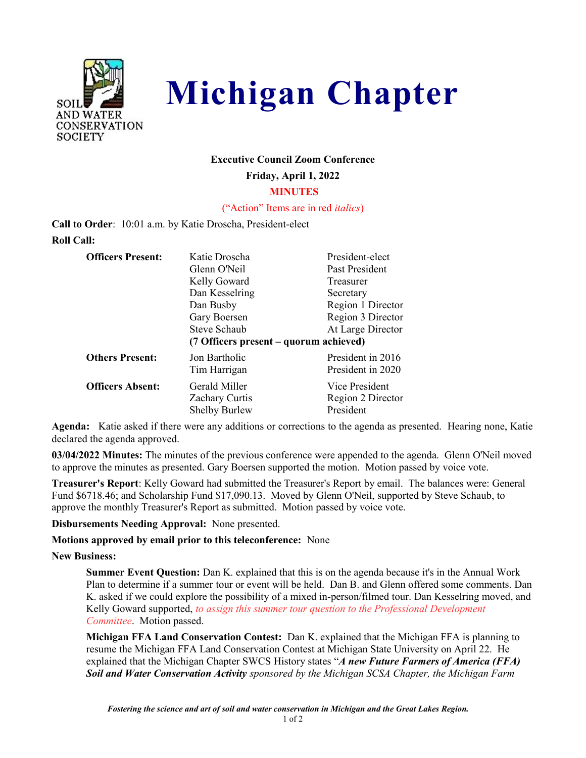SOIL AND WATER CONSERVATION SOCIETY

# Michigan Chapter

**Executive Council Zoom Conference**

**Friday, April 1, 2022**

**MINUTES**

("Action" Items are in red *italics*)

**Call to Order**: 10:01 a.m. by Katie Droscha, President-elect

**Roll Call:**

| | | |
|---|---|---|
| **Officers Present:** | Katie Droscha | President-elect |
| | Glenn O'Neil | Past President |
| | Kelly Goward | Treasurer |
| | Dan Kesselring | Secretary |
| | Dan Busby | Region 1 Director |
| | Gary Boersen | Region 3 Director |
| | Steve Schaub | At Large Director |
| | **(7 Officers present – quorum achieved)** | |
| **Others Present:** | Jon Bartholic | President in 2016 |
| | Tim Harrigan | President in 2020 |
| **Officers Absent:** | Gerald Miller | Vice President |
| | Zachary Curtis | Region 2 Director |
| | Shelby Burlew | President |

**Agenda:** Katie asked if there were any additions or corrections to the agenda as presented. Hearing none, Katie declared the agenda approved.

**03/04/2022 Minutes:** The minutes of the previous conference were appended to the agenda. Glenn O'Neil moved to approve the minutes as presented. Gary Boersen supported the motion. Motion passed by voice vote.

**Treasurer's Report**: Kelly Goward had submitted the Treasurer's Report by email. The balances were: General Fund $6718.46; and Scholarship Fund $17,090.13. Moved by Glenn O'Neil, supported by Steve Schaub, to approve the monthly Treasurer's Report as submitted. Motion passed by voice vote.

**Disbursements Needing Approval:** None presented.

**Motions approved by email prior to this teleconference:** None

**New Business:**

**Summer Event Question:** Dan K. explained that this is on the agenda because it's in the Annual Work Plan to determine if a summer tour or event will be held. Dan B. and Glenn offered some comments. Dan K. asked if we could explore the possibility of a mixed in-person/filmed tour. Dan Kesselring moved, and Kelly Goward supported, *to assign this summer tour question to the Professional Development Committee*. Motion passed.

**Michigan FFA Land Conservation Contest:** Dan K. explained that the Michigan FFA is planning to resume the Michigan FFA Land Conservation Contest at Michigan State University on April 22. He explained that the Michigan Chapter SWCS History states "***A new Future Farmers of America (FFA) Soil and Water Conservation Activity*** *sponsored by the Michigan SCSA Chapter, the Michigan Farm*

*Fostering the science and art of soil and water conservation in Michigan and the Great Lakes Region.*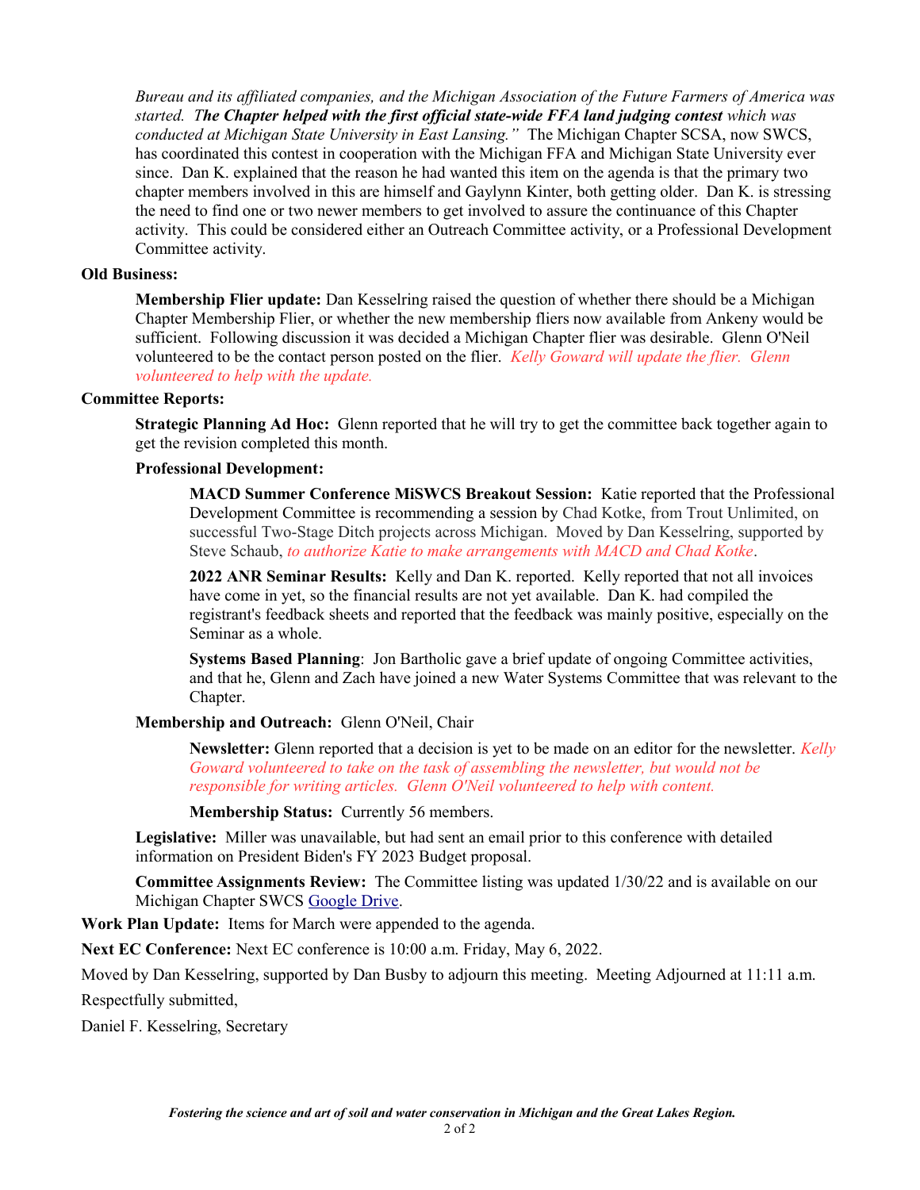*Bureau and its affiliated companies, and the Michigan Association of the Future Farmers of America was started. **The Chapter helped with the first official state-wide FFA land judging contest** which was conducted at Michigan State University in East Lansing."* The Michigan Chapter SCSA, now SWCS, has coordinated this contest in cooperation with the Michigan FFA and Michigan State University ever since. Dan K. explained that the reason he had wanted this item on the agenda is that the primary two chapter members involved in this are himself and Gaylynn Kinter, both getting older. Dan K. is stressing the need to find one or two newer members to get involved to assure the continuance of this Chapter activity. This could be considered either an Outreach Committee activity, or a Professional Development Committee activity.

**Old Business:**

**Membership Flier update:** Dan Kesselring raised the question of whether there should be a Michigan Chapter Membership Flier, or whether the new membership fliers now available from Ankeny would be sufficient. Following discussion it was decided a Michigan Chapter flier was desirable. Glenn O'Neil volunteered to be the contact person posted on the flier. *Kelly Goward will update the flier. Glenn volunteered to help with the update.*

**Committee Reports:**

**Strategic Planning Ad Hoc:** Glenn reported that he will try to get the committee back together again to get the revision completed this month.

**Professional Development:**

**MACD Summer Conference MiSWCS Breakout Session:** Katie reported that the Professional Development Committee is recommending a session by Chad Kotke, from Trout Unlimited, on successful Two-Stage Ditch projects across Michigan. Moved by Dan Kesselring, supported by Steve Schaub, *to authorize Katie to make arrangements with MACD and Chad Kotke*.

**2022 ANR Seminar Results:** Kelly and Dan K. reported. Kelly reported that not all invoices have come in yet, so the financial results are not yet available. Dan K. had compiled the registrant's feedback sheets and reported that the feedback was mainly positive, especially on the Seminar as a whole.

**Systems Based Planning**: Jon Bartholic gave a brief update of ongoing Committee activities, and that he, Glenn and Zach have joined a new Water Systems Committee that was relevant to the Chapter.

**Membership and Outreach:** Glenn O'Neil, Chair

**Newsletter:** Glenn reported that a decision is yet to be made on an editor for the newsletter. *Kelly Goward volunteered to take on the task of assembling the newsletter, but would not be responsible for writing articles. Glenn O'Neil volunteered to help with content.*

**Membership Status:** Currently 56 members.

**Legislative:** Miller was unavailable, but had sent an email prior to this conference with detailed information on President Biden's FY 2023 Budget proposal.

**Committee Assignments Review:** The Committee listing was updated 1/30/22 and is available on our Michigan Chapter SWCS Google Drive.

**Work Plan Update:** Items for March were appended to the agenda.

**Next EC Conference:** Next EC conference is 10:00 a.m. Friday, May 6, 2022.

Moved by Dan Kesselring, supported by Dan Busby to adjourn this meeting. Meeting Adjourned at 11:11 a.m.

Respectfully submitted,

Daniel F. Kesselring, Secretary

***Fostering the science and art of soil and water conservation in Michigan and the Great Lakes Region.***